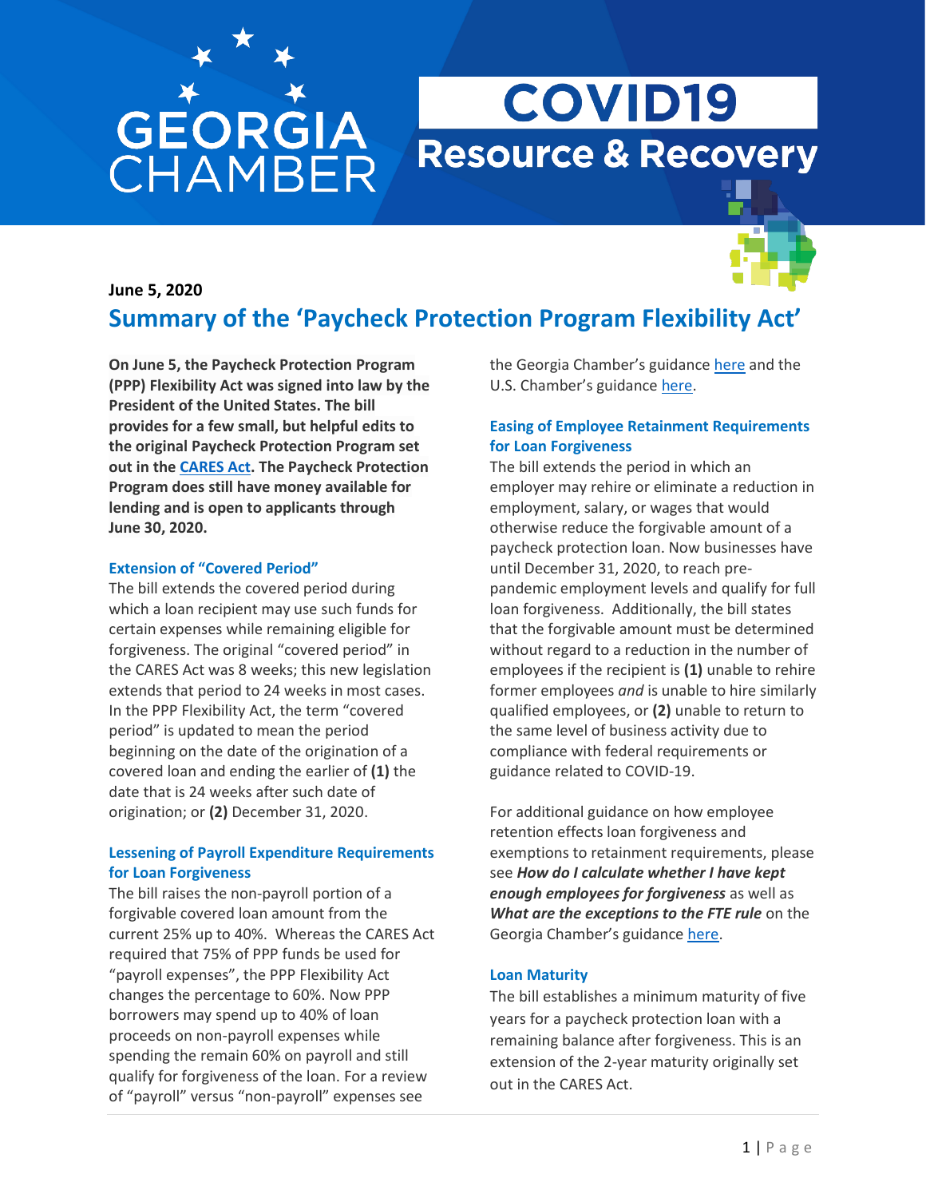GEORGIA CHAMBER

# COVID19 Resource & Recovery

**June 5, 2020**

## Summary of the 'Paycheck Protection Program Flexibility Act'

**On June 5, the Paycheck Protection Program (PPP) Flexibility Act was signed into law by the President of the United States. The bill provides for a few small, but helpful edits to the original Paycheck Protection Program set out in the CARES Act. The Paycheck Protection Program does still have money available for lending and is open to applicants through June 30, 2020.**

### Extension of "Covered Period"

The bill extends the covered period during which a loan recipient may use such funds for certain expenses while remaining eligible for forgiveness. The original "covered period" in the CARES Act was 8 weeks; this new legislation extends that period to 24 weeks in most cases. In the PPP Flexibility Act, the term "covered period" is updated to mean the period beginning on the date of the origination of a covered loan and ending the earlier of **(1)** the date that is 24 weeks after such date of origination; or **(2)** December 31, 2020.

### Lessening of Payroll Expenditure Requirements for Loan Forgiveness

The bill raises the non-payroll portion of a forgivable covered loan amount from the current 25% up to 40%. Whereas the CARES Act required that 75% of PPP funds be used for "payroll expenses", the PPP Flexibility Act changes the percentage to 60%. Now PPP borrowers may spend up to 40% of loan proceeds on non-payroll expenses while spending the remain 60% on payroll and still qualify for forgiveness of the loan. For a review of "payroll" versus "non-payroll" expenses see the Georgia Chamber's guidance here and the U.S. Chamber's guidance here.

### Easing of Employee Retainment Requirements for Loan Forgiveness

The bill extends the period in which an employer may rehire or eliminate a reduction in employment, salary, or wages that would otherwise reduce the forgivable amount of a paycheck protection loan. Now businesses have until December 31, 2020, to reach pre-pandemic employment levels and qualify for full loan forgiveness. Additionally, the bill states that the forgivable amount must be determined without regard to a reduction in the number of employees if the recipient is **(1)** unable to rehire former employees *and* is unable to hire similarly qualified employees, or **(2)** unable to return to the same level of business activity due to compliance with federal requirements or guidance related to COVID-19.

For additional guidance on how employee retention effects loan forgiveness and exemptions to retainment requirements, please see ***How do I calculate whether I have kept enough employees for forgiveness*** as well as ***What are the exceptions to the FTE rule*** on the Georgia Chamber's guidance here.

### Loan Maturity

The bill establishes a minimum maturity of five years for a paycheck protection loan with a remaining balance after forgiveness. This is an extension of the 2-year maturity originally set out in the CARES Act.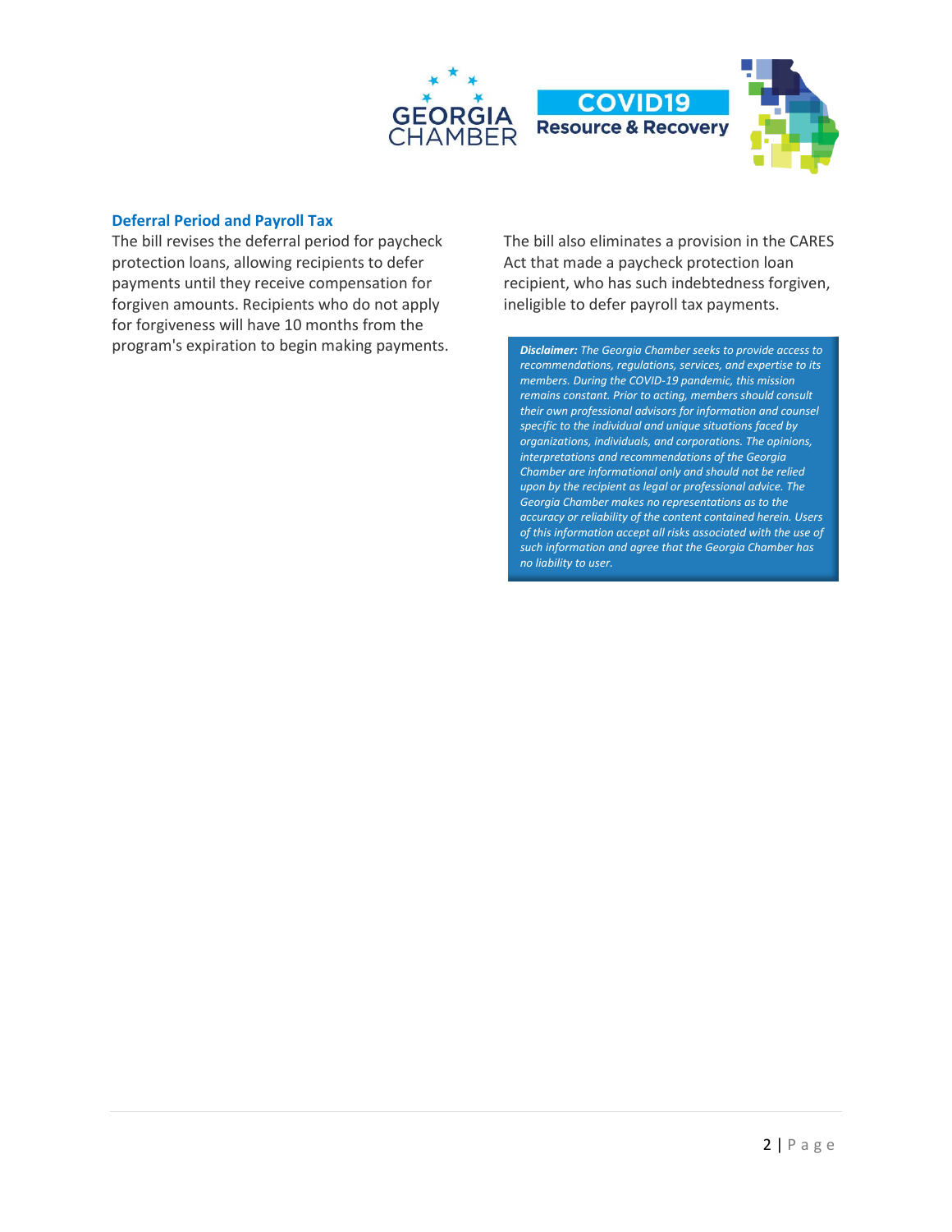### Deferral Period and Payroll Tax

The bill revises the deferral period for paycheck protection loans, allowing recipients to defer payments until they receive compensation for forgiven amounts. Recipients who do not apply for forgiveness will have 10 months from the program's expiration to begin making payments.

The bill also eliminates a provision in the CARES Act that made a paycheck protection loan recipient, who has such indebtedness forgiven, ineligible to defer payroll tax payments.

***Disclaimer:*** *The Georgia Chamber seeks to provide access to recommendations, regulations, services, and expertise to its members. During the COVID-19 pandemic, this mission remains constant. Prior to acting, members should consult their own professional advisors for information and counsel specific to the individual and unique situations faced by organizations, individuals, and corporations. The opinions, interpretations and recommendations of the Georgia Chamber are informational only and should not be relied upon by the recipient as legal or professional advice. The Georgia Chamber makes no representations as to the accuracy or reliability of the content contained herein. Users of this information accept all risks associated with the use of such information and agree that the Georgia Chamber has no liability to user.*